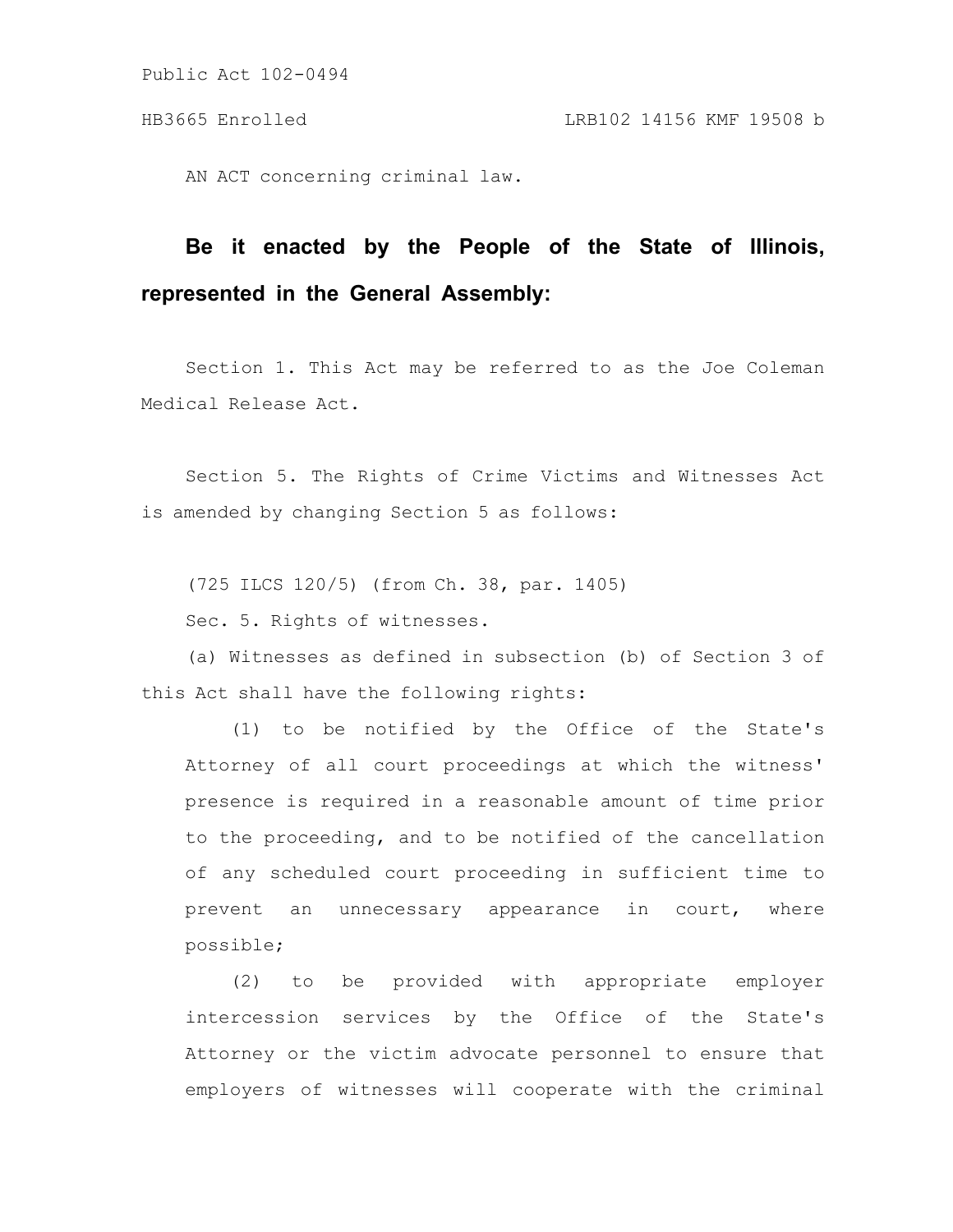Public Act 102-0494

HB3665 Enrolled LRB102 14156 KMF 19508 b

AN ACT concerning criminal law.

**Be it enacted by the People of the State of Illinois, represented in the General Assembly:**

Section 1. This Act may be referred to as the Joe Coleman Medical Release Act.

Section 5. The Rights of Crime Victims and Witnesses Act is amended by changing Section 5 as follows:

(725 ILCS 120/5) (from Ch. 38, par. 1405)

Sec. 5. Rights of witnesses.

(a) Witnesses as defined in subsection (b) of Section 3 of this Act shall have the following rights:

(1) to be notified by the Office of the State's Attorney of all court proceedings at which the witness' presence is required in a reasonable amount of time prior to the proceeding, and to be notified of the cancellation of any scheduled court proceeding in sufficient time to prevent an unnecessary appearance in court, where possible;

(2) to be provided with appropriate employer intercession services by the Office of the State's Attorney or the victim advocate personnel to ensure that employers of witnesses will cooperate with the criminal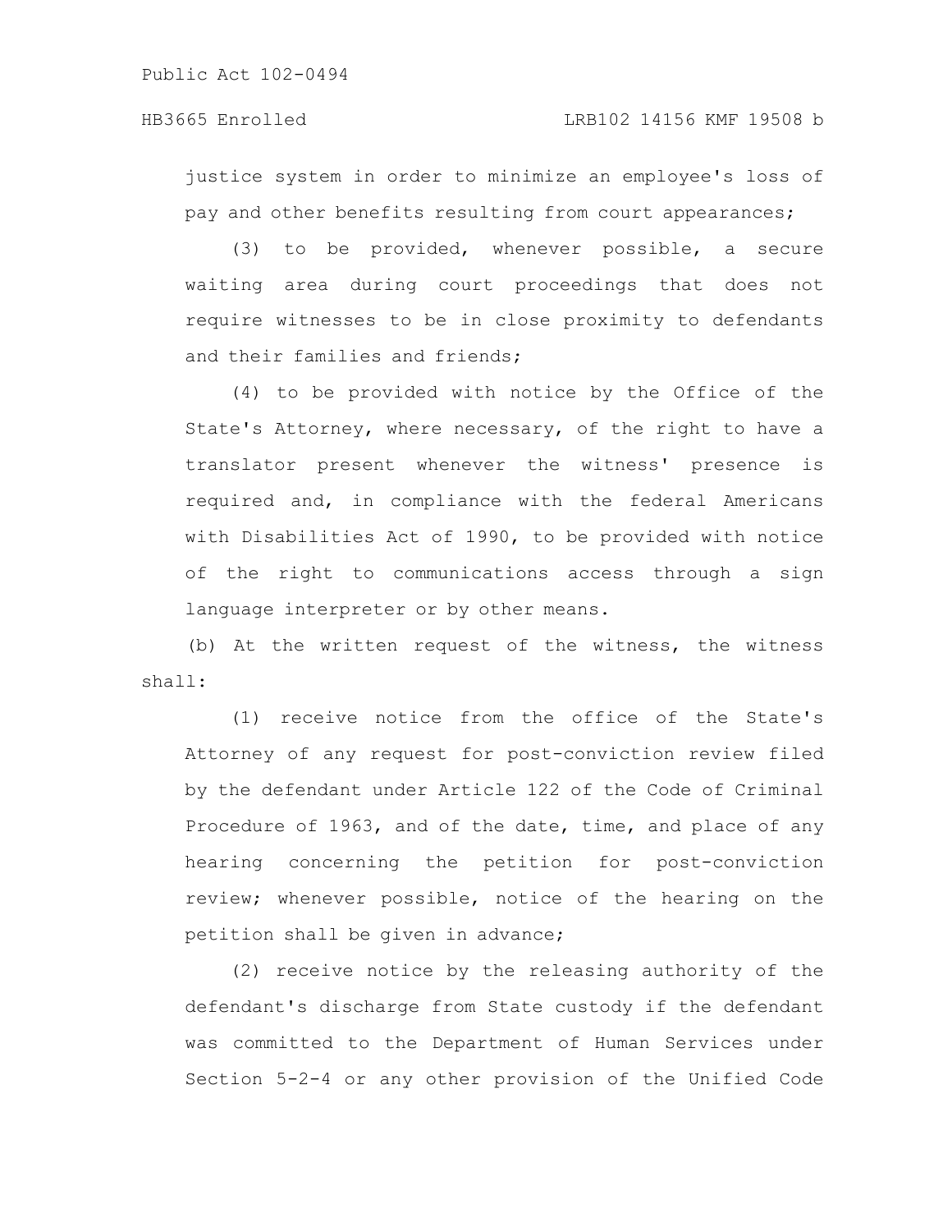justice system in order to minimize an employee's loss of pay and other benefits resulting from court appearances;

(3) to be provided, whenever possible, a secure waiting area during court proceedings that does not require witnesses to be in close proximity to defendants and their families and friends;

(4) to be provided with notice by the Office of the State's Attorney, where necessary, of the right to have a translator present whenever the witness' presence is required and, in compliance with the federal Americans with Disabilities Act of 1990, to be provided with notice of the right to communications access through a sign language interpreter or by other means.

(b) At the written request of the witness, the witness shall:

(1) receive notice from the office of the State's Attorney of any request for post-conviction review filed by the defendant under Article 122 of the Code of Criminal Procedure of 1963, and of the date, time, and place of any hearing concerning the petition for post-conviction review; whenever possible, notice of the hearing on the petition shall be given in advance;

(2) receive notice by the releasing authority of the defendant's discharge from State custody if the defendant was committed to the Department of Human Services under Section 5-2-4 or any other provision of the Unified Code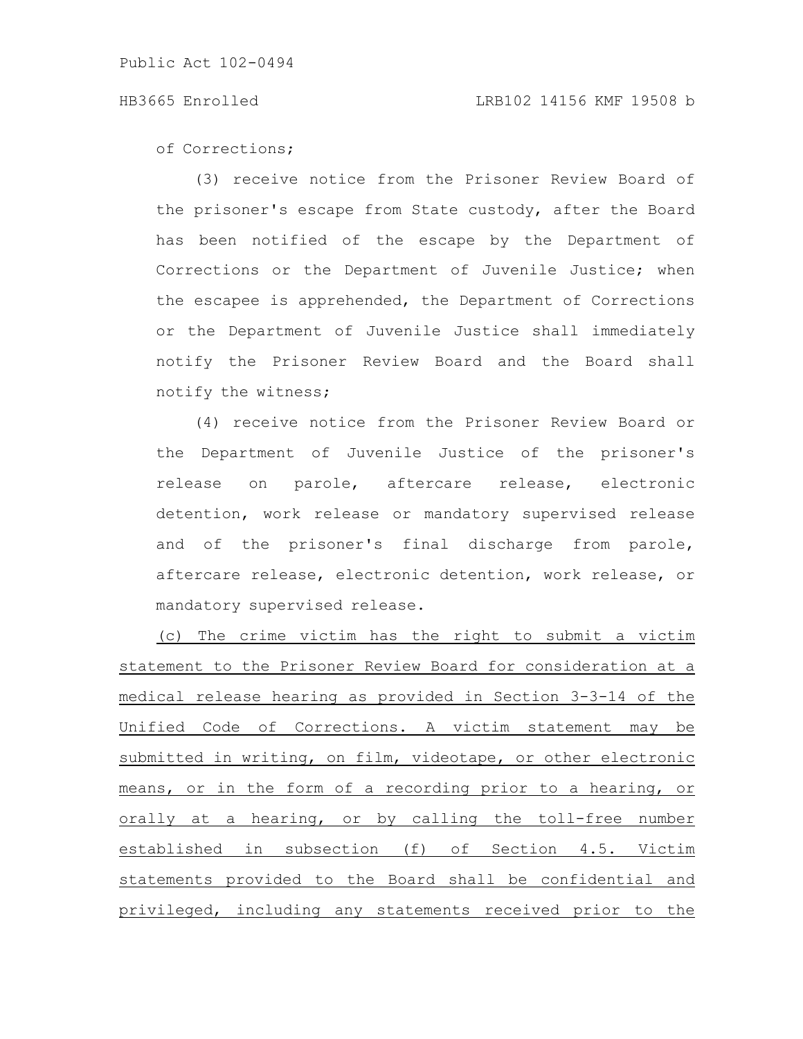of Corrections;

(3) receive notice from the Prisoner Review Board of the prisoner's escape from State custody, after the Board has been notified of the escape by the Department of Corrections or the Department of Juvenile Justice; when the escapee is apprehended, the Department of Corrections or the Department of Juvenile Justice shall immediately notify the Prisoner Review Board and the Board shall notify the witness;

(4) receive notice from the Prisoner Review Board or the Department of Juvenile Justice of the prisoner's release on parole, aftercare release, electronic detention, work release or mandatory supervised release and of the prisoner's final discharge from parole, aftercare release, electronic detention, work release, or mandatory supervised release.

<u>(c) The crime victim has the right to submit a victim statement to the Prisoner Review Board for consideration at a medical release hearing as provided in Section 3-3-14 of the Unified Code of Corrections. A victim statement may be submitted in writing, on film, videotape, or other electronic means, or in the form of a recording prior to a hearing, or orally at a hearing, or by calling the toll-free number established in subsection (f) of Section 4.5. Victim statements provided to the Board shall be confidential and privileged, including any statements received prior to the</u>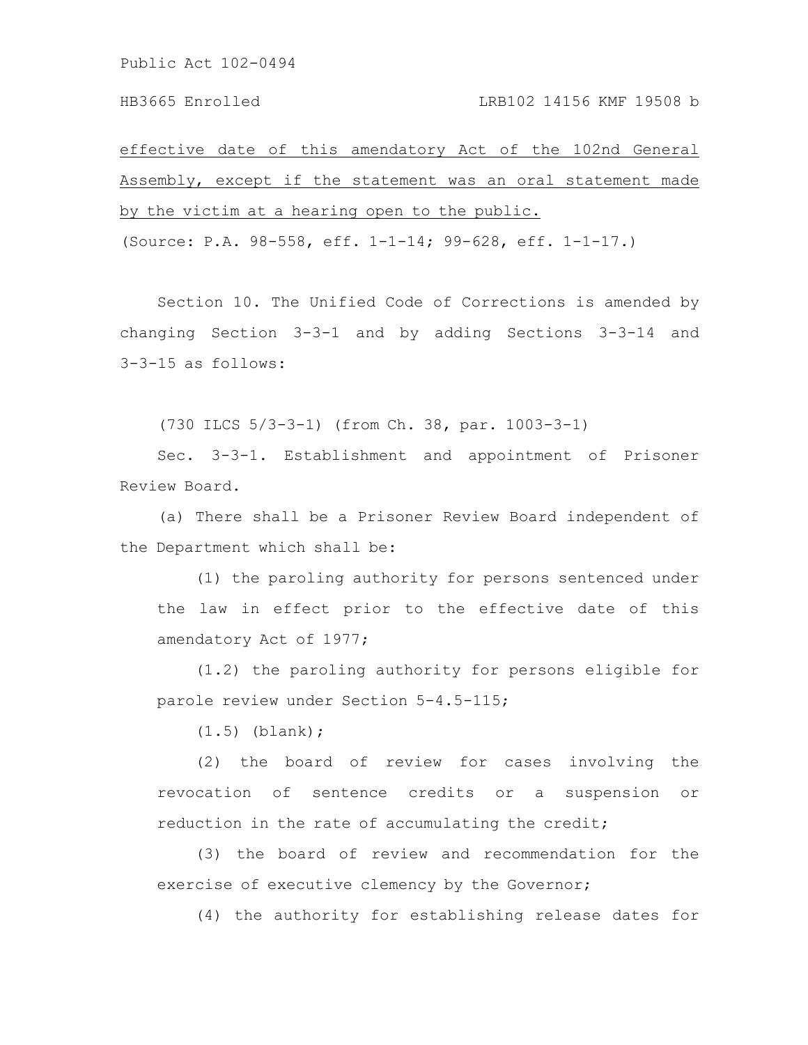effective date of this amendatory Act of the 102nd General Assembly, except if the statement was an oral statement made by the victim at a hearing open to the public.

(Source: P.A. 98-558, eff. 1-1-14; 99-628, eff. 1-1-17.)

Section 10. The Unified Code of Corrections is amended by changing Section 3-3-1 and by adding Sections 3-3-14 and 3-3-15 as follows:

(730 ILCS 5/3-3-1) (from Ch. 38, par. 1003-3-1)

Sec. 3-3-1. Establishment and appointment of Prisoner Review Board.

(a) There shall be a Prisoner Review Board independent of the Department which shall be:

(1) the paroling authority for persons sentenced under the law in effect prior to the effective date of this amendatory Act of 1977;

(1.2) the paroling authority for persons eligible for parole review under Section 5-4.5-115;

(1.5) (blank);

(2) the board of review for cases involving the revocation of sentence credits or a suspension or reduction in the rate of accumulating the credit;

(3) the board of review and recommendation for the exercise of executive clemency by the Governor;

(4) the authority for establishing release dates for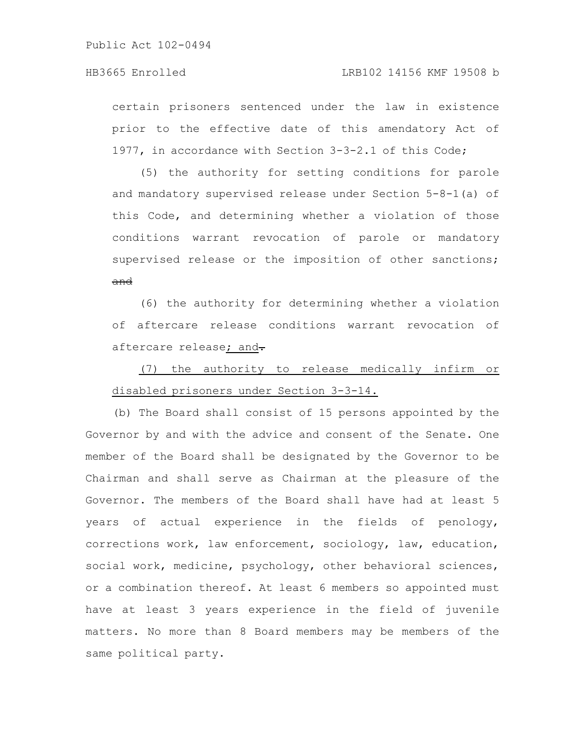certain prisoners sentenced under the law in existence prior to the effective date of this amendatory Act of 1977, in accordance with Section 3-3-2.1 of this Code;

(5) the authority for setting conditions for parole and mandatory supervised release under Section 5-8-1(a) of this Code, and determining whether a violation of those conditions warrant revocation of parole or mandatory supervised release or the imposition of other sanctions; ~~and~~

(6) the authority for determining whether a violation of aftercare release conditions warrant revocation of aftercare release; and~~.~~

(7) the authority to release medically infirm or disabled prisoners under Section 3-3-14.

(b) The Board shall consist of 15 persons appointed by the Governor by and with the advice and consent of the Senate. One member of the Board shall be designated by the Governor to be Chairman and shall serve as Chairman at the pleasure of the Governor. The members of the Board shall have had at least 5 years of actual experience in the fields of penology, corrections work, law enforcement, sociology, law, education, social work, medicine, psychology, other behavioral sciences, or a combination thereof. At least 6 members so appointed must have at least 3 years experience in the field of juvenile matters. No more than 8 Board members may be members of the same political party.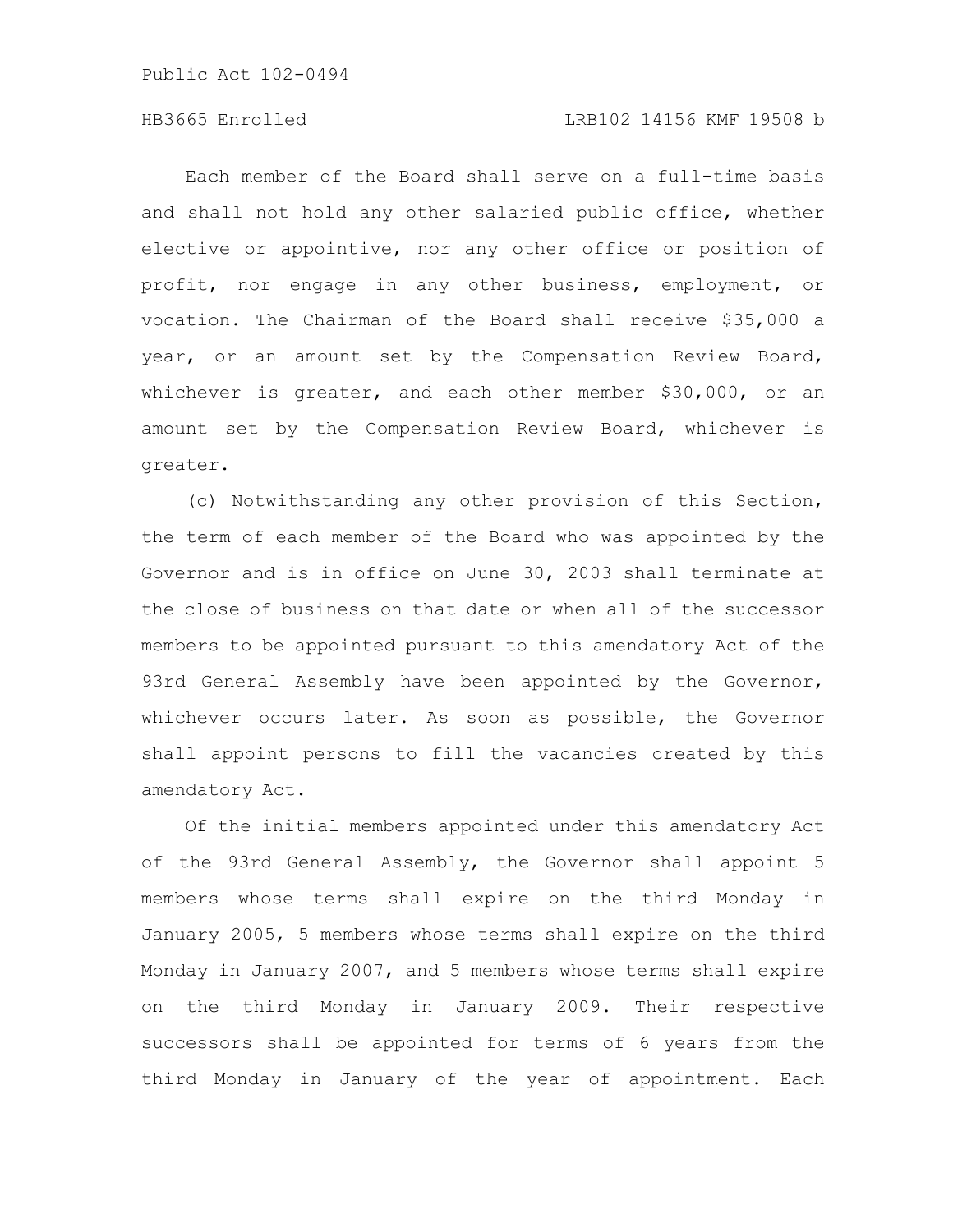Each member of the Board shall serve on a full-time basis and shall not hold any other salaried public office, whether elective or appointive, nor any other office or position of profit, nor engage in any other business, employment, or vocation. The Chairman of the Board shall receive $35,000 a year, or an amount set by the Compensation Review Board, whichever is greater, and each other member $30,000, or an amount set by the Compensation Review Board, whichever is greater.

(c) Notwithstanding any other provision of this Section, the term of each member of the Board who was appointed by the Governor and is in office on June 30, 2003 shall terminate at the close of business on that date or when all of the successor members to be appointed pursuant to this amendatory Act of the 93rd General Assembly have been appointed by the Governor, whichever occurs later. As soon as possible, the Governor shall appoint persons to fill the vacancies created by this amendatory Act.

Of the initial members appointed under this amendatory Act of the 93rd General Assembly, the Governor shall appoint 5 members whose terms shall expire on the third Monday in January 2005, 5 members whose terms shall expire on the third Monday in January 2007, and 5 members whose terms shall expire on the third Monday in January 2009. Their respective successors shall be appointed for terms of 6 years from the third Monday in January of the year of appointment. Each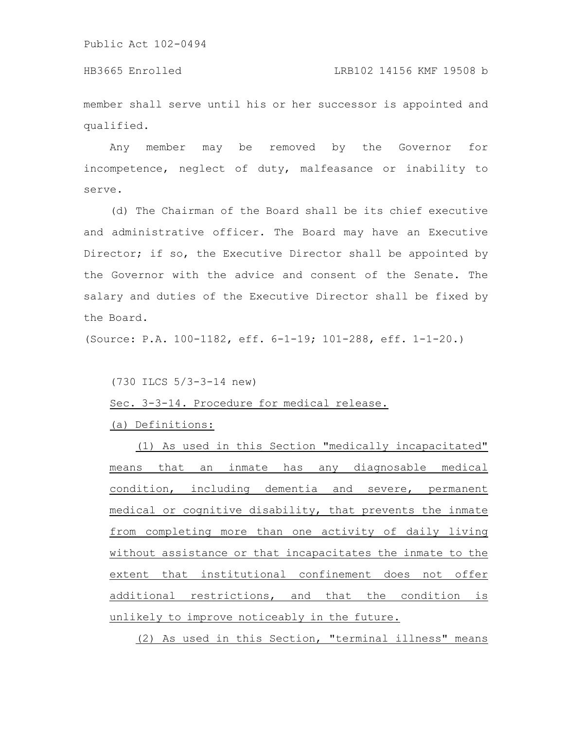member shall serve until his or her successor is appointed and qualified.

Any member may be removed by the Governor for incompetence, neglect of duty, malfeasance or inability to serve.

(d) The Chairman of the Board shall be its chief executive and administrative officer. The Board may have an Executive Director; if so, the Executive Director shall be appointed by the Governor with the advice and consent of the Senate. The salary and duties of the Executive Director shall be fixed by the Board.

(Source: P.A. 100-1182, eff. 6-1-19; 101-288, eff. 1-1-20.)

(730 ILCS 5/3-3-14 new)

Sec. 3-3-14. Procedure for medical release.

(a) Definitions:

(1) As used in this Section "medically incapacitated" means that an inmate has any diagnosable medical condition, including dementia and severe, permanent medical or cognitive disability, that prevents the inmate from completing more than one activity of daily living without assistance or that incapacitates the inmate to the extent that institutional confinement does not offer additional restrictions, and that the condition is unlikely to improve noticeably in the future.

(2) As used in this Section, "terminal illness" means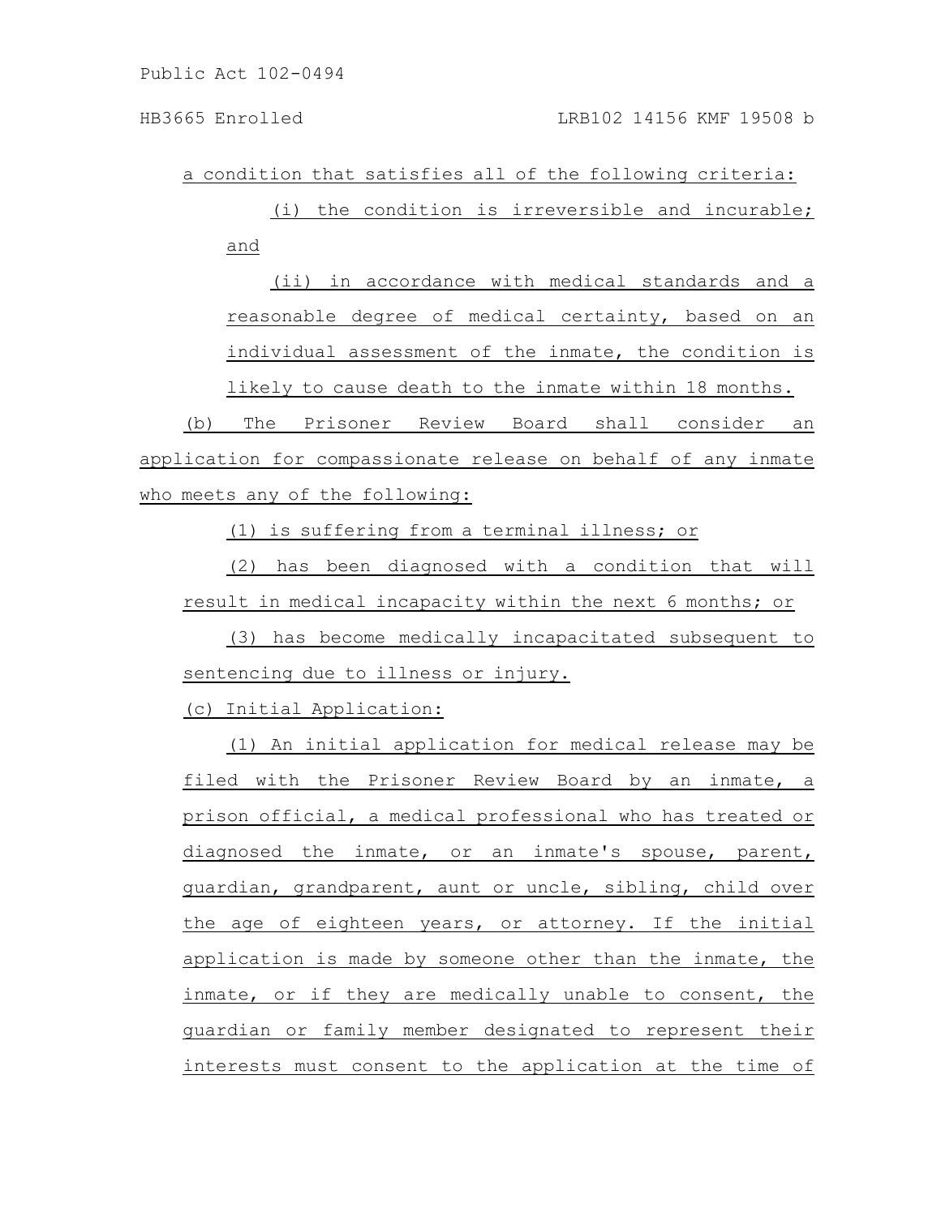a condition that satisfies all of the following criteria:

(i) the condition is irreversible and incurable; and

(ii) in accordance with medical standards and a reasonable degree of medical certainty, based on an individual assessment of the inmate, the condition is likely to cause death to the inmate within 18 months.

(b) The Prisoner Review Board shall consider an application for compassionate release on behalf of any inmate who meets any of the following:

(1) is suffering from a terminal illness; or

(2) has been diagnosed with a condition that will result in medical incapacity within the next 6 months; or

(3) has become medically incapacitated subsequent to sentencing due to illness or injury.

(c) Initial Application:

(1) An initial application for medical release may be filed with the Prisoner Review Board by an inmate, a prison official, a medical professional who has treated or diagnosed the inmate, or an inmate's spouse, parent, guardian, grandparent, aunt or uncle, sibling, child over the age of eighteen years, or attorney. If the initial application is made by someone other than the inmate, the inmate, or if they are medically unable to consent, the guardian or family member designated to represent their interests must consent to the application at the time of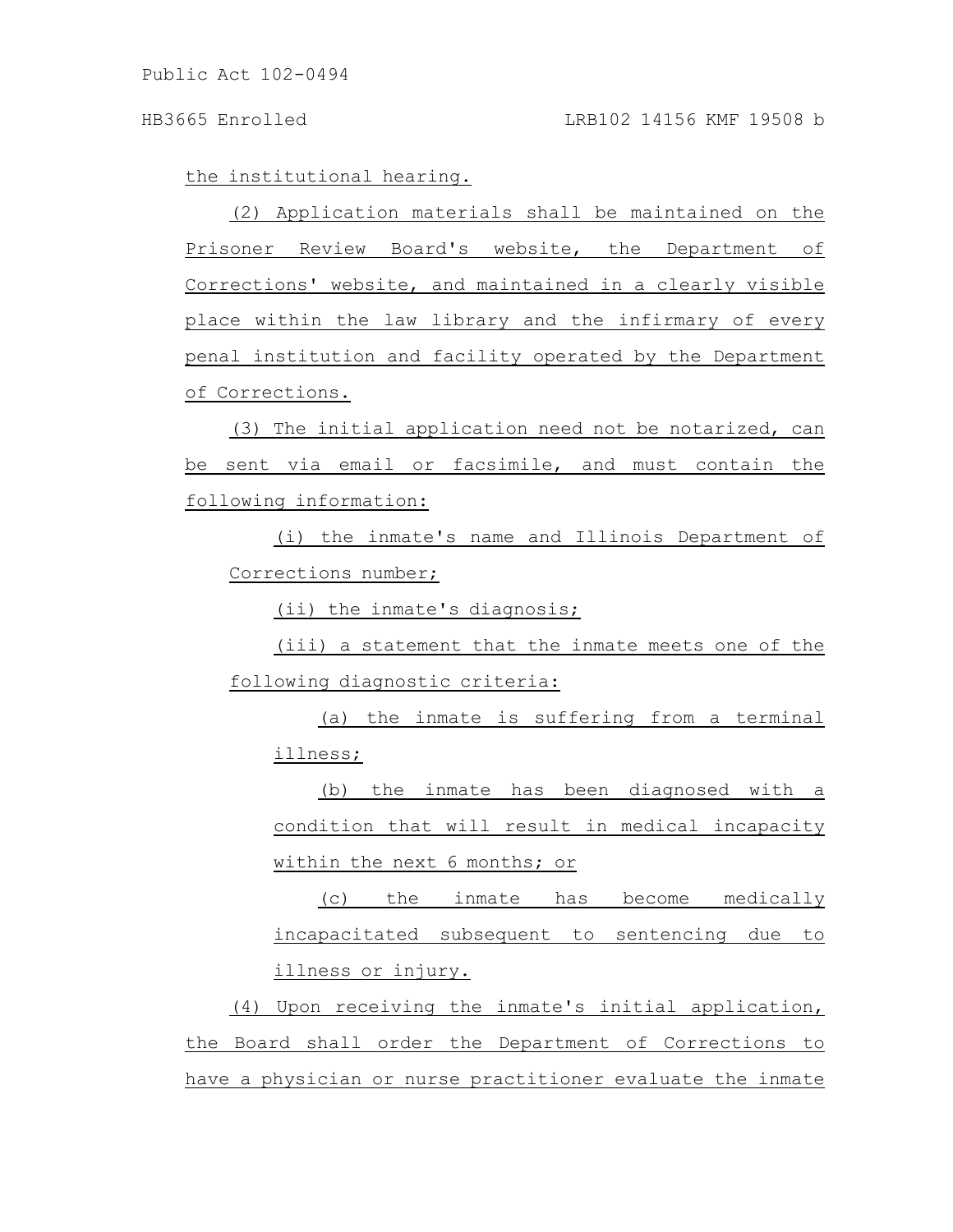the institutional hearing.

(2) Application materials shall be maintained on the Prisoner Review Board's website, the Department of Corrections' website, and maintained in a clearly visible place within the law library and the infirmary of every penal institution and facility operated by the Department of Corrections.

(3) The initial application need not be notarized, can be sent via email or facsimile, and must contain the following information:

(i) the inmate's name and Illinois Department of Corrections number;

(ii) the inmate's diagnosis;

(iii) a statement that the inmate meets one of the following diagnostic criteria:

(a) the inmate is suffering from a terminal illness;

(b) the inmate has been diagnosed with a condition that will result in medical incapacity within the next 6 months; or

(c) the inmate has become medically incapacitated subsequent to sentencing due to illness or injury.

(4) Upon receiving the inmate's initial application, the Board shall order the Department of Corrections to have a physician or nurse practitioner evaluate the inmate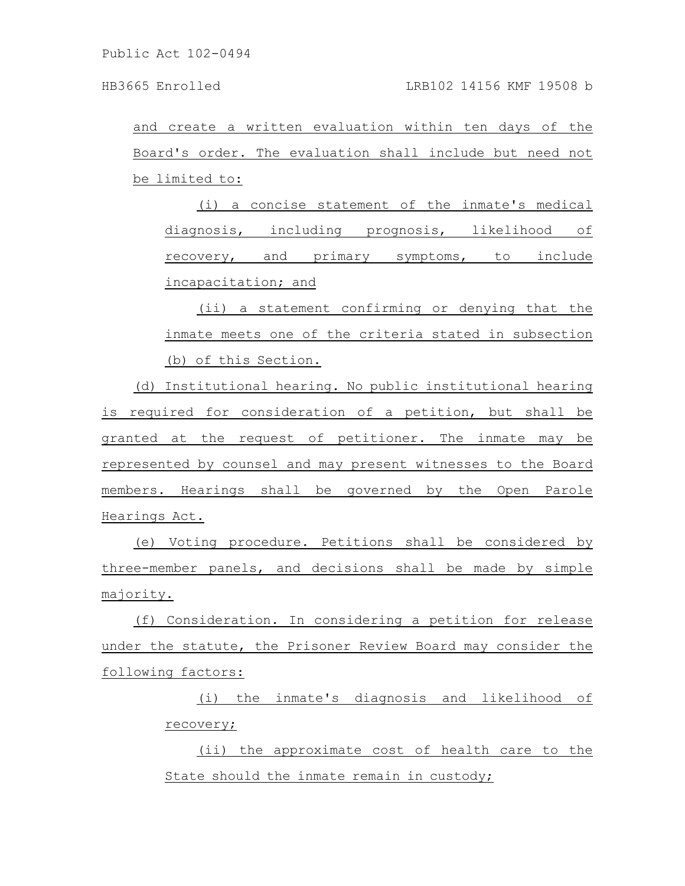and create a written evaluation within ten days of the Board's order. The evaluation shall include but need not be limited to:

(i) a concise statement of the inmate's medical diagnosis, including prognosis, likelihood of recovery, and primary symptoms, to include incapacitation; and

(ii) a statement confirming or denying that the inmate meets one of the criteria stated in subsection (b) of this Section.

(d) Institutional hearing. No public institutional hearing is required for consideration of a petition, but shall be granted at the request of petitioner. The inmate may be represented by counsel and may present witnesses to the Board members. Hearings shall be governed by the Open Parole Hearings Act.

(e) Voting procedure. Petitions shall be considered by three-member panels, and decisions shall be made by simple majority.

(f) Consideration. In considering a petition for release under the statute, the Prisoner Review Board may consider the following factors:

(i) the inmate's diagnosis and likelihood of recovery;

(ii) the approximate cost of health care to the State should the inmate remain in custody;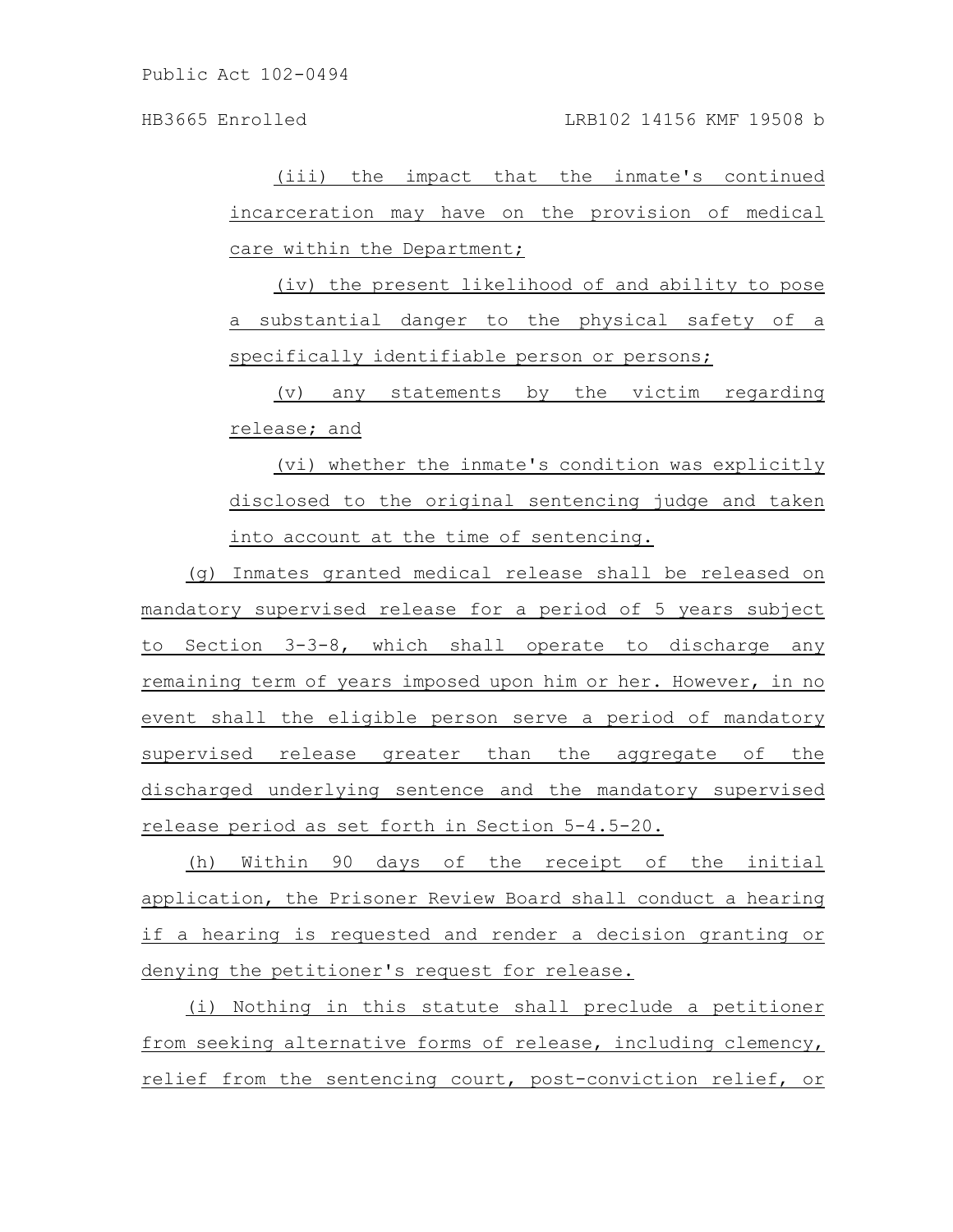(iii) the impact that the inmate's continued incarceration may have on the provision of medical care within the Department;

(iv) the present likelihood of and ability to pose a substantial danger to the physical safety of a specifically identifiable person or persons;

(v) any statements by the victim regarding release; and

(vi) whether the inmate's condition was explicitly disclosed to the original sentencing judge and taken into account at the time of sentencing.

(g) Inmates granted medical release shall be released on mandatory supervised release for a period of 5 years subject to Section 3-3-8, which shall operate to discharge any remaining term of years imposed upon him or her. However, in no event shall the eligible person serve a period of mandatory supervised release greater than the aggregate of the discharged underlying sentence and the mandatory supervised release period as set forth in Section 5-4.5-20.

(h) Within 90 days of the receipt of the initial application, the Prisoner Review Board shall conduct a hearing if a hearing is requested and render a decision granting or denying the petitioner's request for release.

(i) Nothing in this statute shall preclude a petitioner from seeking alternative forms of release, including clemency, relief from the sentencing court, post-conviction relief, or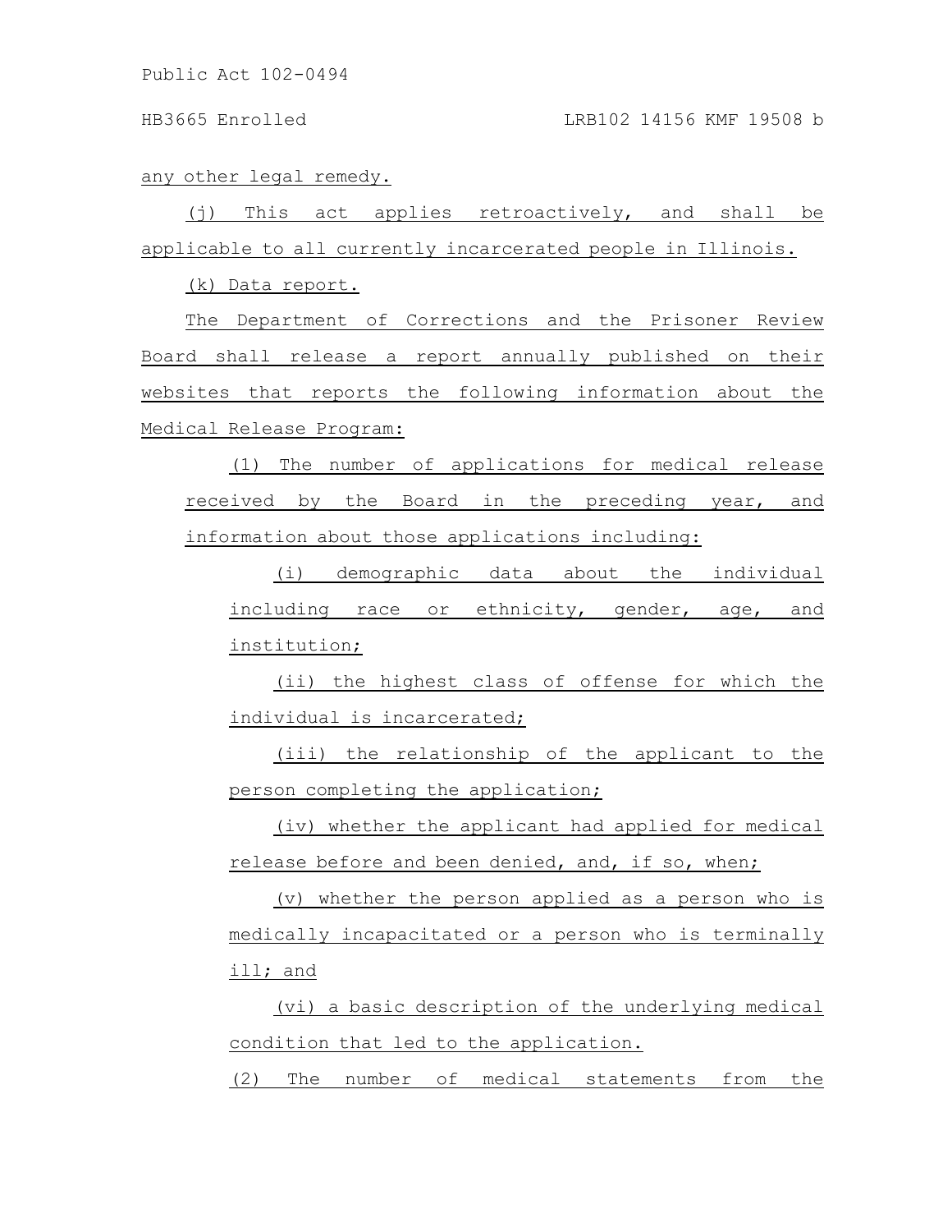any other legal remedy.

(j) This act applies retroactively, and shall be applicable to all currently incarcerated people in Illinois.

(k) Data report.

The Department of Corrections and the Prisoner Review Board shall release a report annually published on their websites that reports the following information about the Medical Release Program:

(1) The number of applications for medical release received by the Board in the preceding year, and information about those applications including:

(i) demographic data about the individual including race or ethnicity, gender, age, and institution;

(ii) the highest class of offense for which the individual is incarcerated;

(iii) the relationship of the applicant to the person completing the application;

(iv) whether the applicant had applied for medical release before and been denied, and, if so, when;

(v) whether the person applied as a person who is medically incapacitated or a person who is terminally ill; and

(vi) a basic description of the underlying medical condition that led to the application.

(2) The number of medical statements from the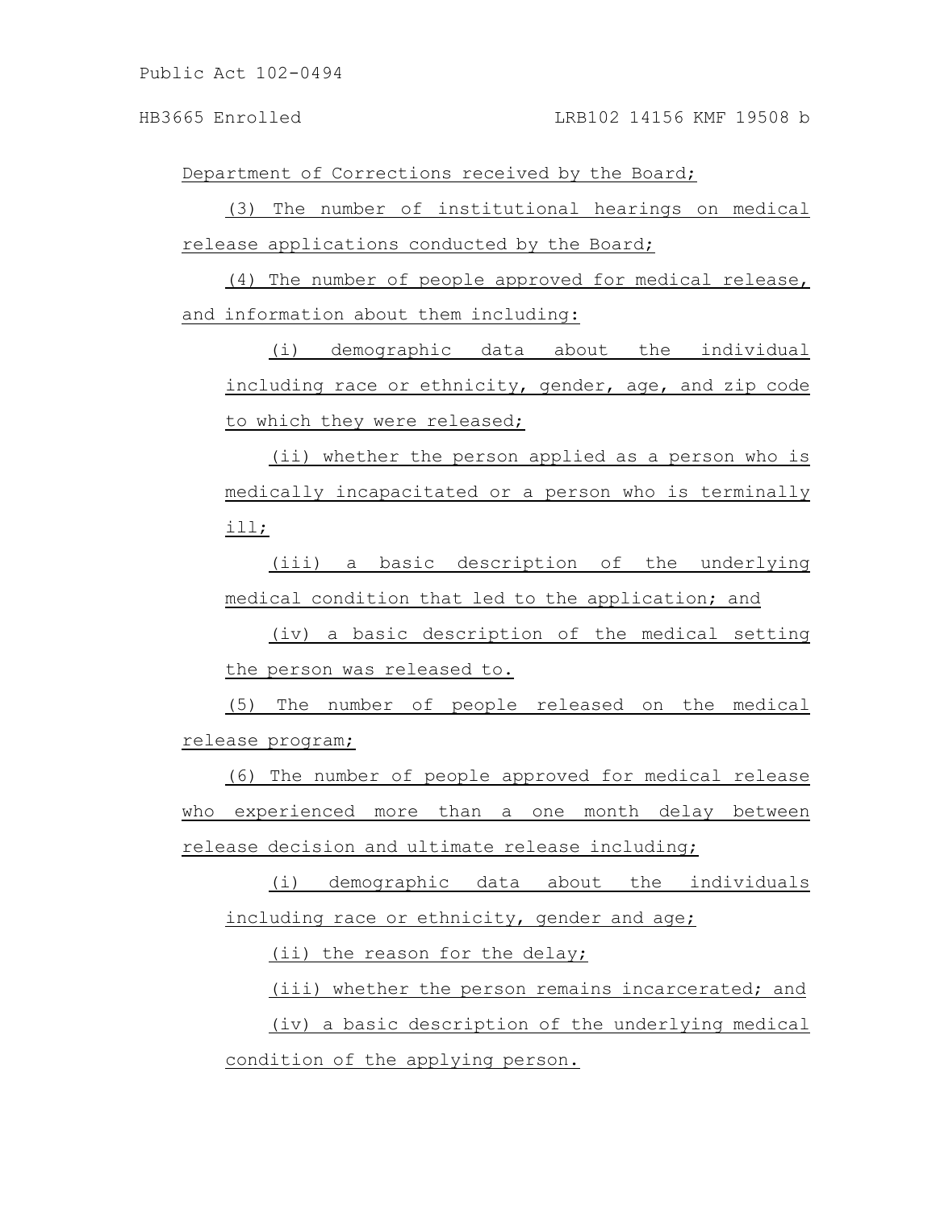Department of Corrections received by the Board;

(3) The number of institutional hearings on medical release applications conducted by the Board;

(4) The number of people approved for medical release, and information about them including:

(i) demographic data about the individual including race or ethnicity, gender, age, and zip code to which they were released;

(ii) whether the person applied as a person who is medically incapacitated or a person who is terminally ill;

(iii) a basic description of the underlying medical condition that led to the application; and

(iv) a basic description of the medical setting the person was released to.

(5) The number of people released on the medical release program;

(6) The number of people approved for medical release who experienced more than a one month delay between release decision and ultimate release including;

(i) demographic data about the individuals including race or ethnicity, gender and age;

(ii) the reason for the delay;

(iii) whether the person remains incarcerated; and

(iv) a basic description of the underlying medical condition of the applying person.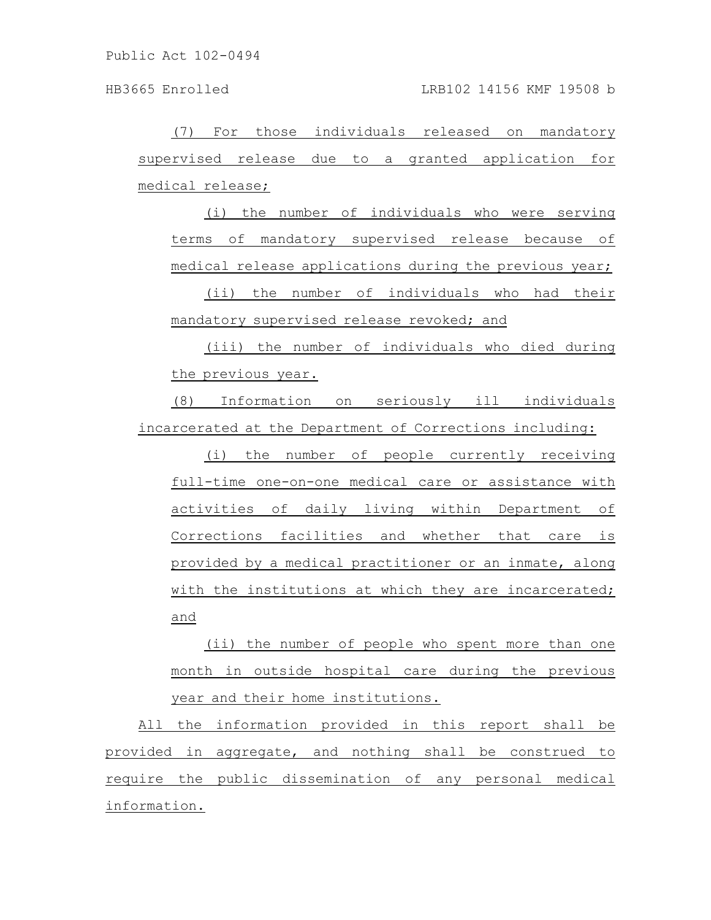(7) For those individuals released on mandatory supervised release due to a granted application for medical release;

(i) the number of individuals who were serving terms of mandatory supervised release because of medical release applications during the previous year;

(ii) the number of individuals who had their mandatory supervised release revoked; and

(iii) the number of individuals who died during the previous year.

(8) Information on seriously ill individuals incarcerated at the Department of Corrections including:

(i) the number of people currently receiving full-time one-on-one medical care or assistance with activities of daily living within Department of Corrections facilities and whether that care is provided by a medical practitioner or an inmate, along with the institutions at which they are incarcerated; and

(ii) the number of people who spent more than one month in outside hospital care during the previous year and their home institutions.

All the information provided in this report shall be provided in aggregate, and nothing shall be construed to require the public dissemination of any personal medical information.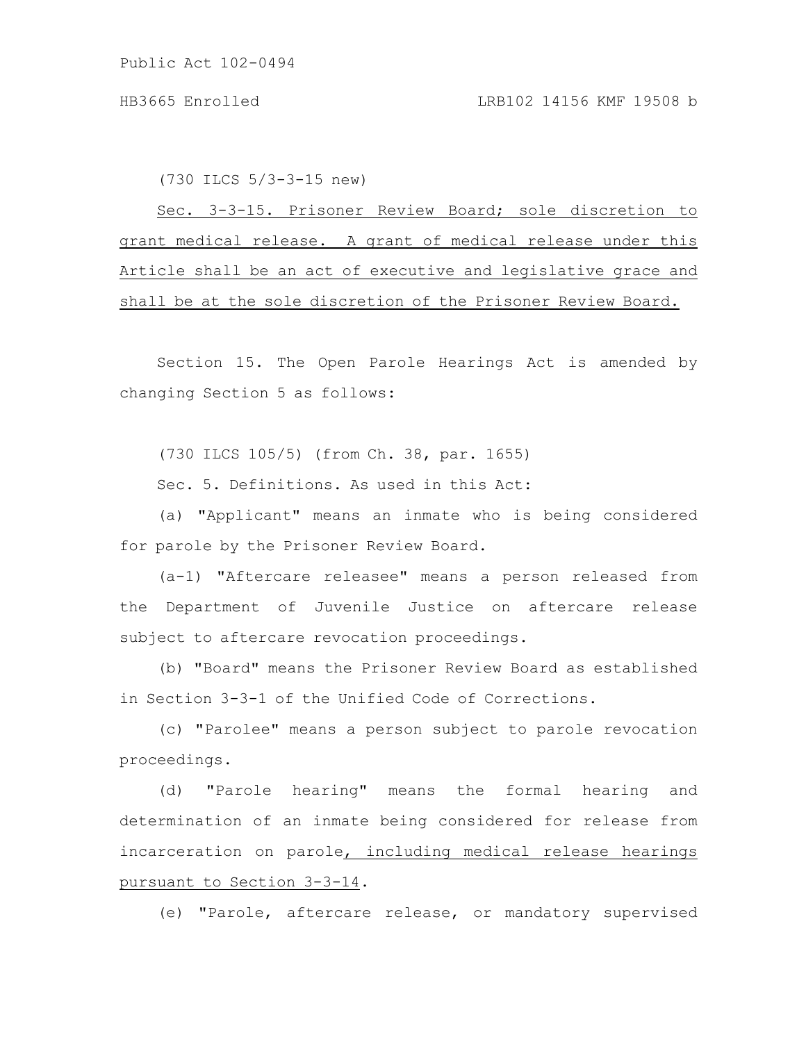(730 ILCS 5/3-3-15 new)

Sec. 3-3-15. Prisoner Review Board; sole discretion to grant medical release. A grant of medical release under this Article shall be an act of executive and legislative grace and shall be at the sole discretion of the Prisoner Review Board.

Section 15. The Open Parole Hearings Act is amended by changing Section 5 as follows:

(730 ILCS 105/5) (from Ch. 38, par. 1655)

Sec. 5. Definitions. As used in this Act:

(a) "Applicant" means an inmate who is being considered for parole by the Prisoner Review Board.

(a-1) "Aftercare releasee" means a person released from the Department of Juvenile Justice on aftercare release subject to aftercare revocation proceedings.

(b) "Board" means the Prisoner Review Board as established in Section 3-3-1 of the Unified Code of Corrections.

(c) "Parolee" means a person subject to parole revocation proceedings.

(d) "Parole hearing" means the formal hearing and determination of an inmate being considered for release from incarceration on parole, including medical release hearings pursuant to Section 3-3-14.

(e) "Parole, aftercare release, or mandatory supervised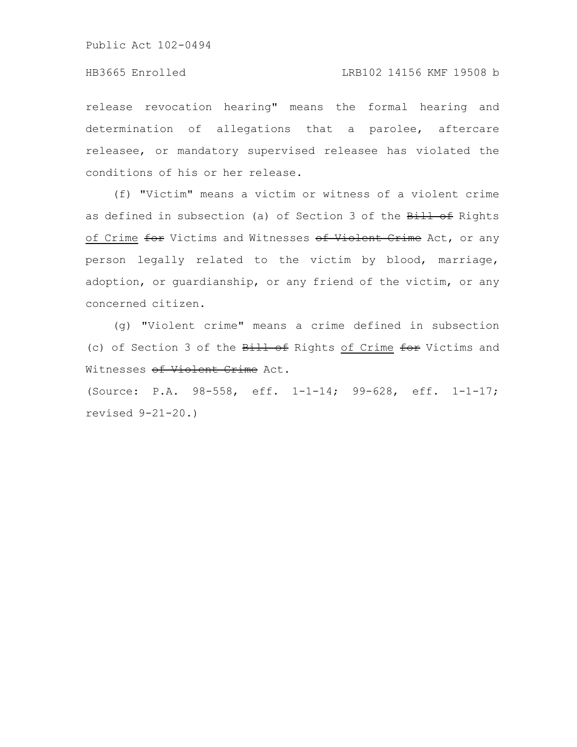release revocation hearing" means the formal hearing and determination of allegations that a parolee, aftercare releasee, or mandatory supervised releasee has violated the conditions of his or her release.

(f) "Victim" means a victim or witness of a violent crime as defined in subsection (a) of Section 3 of the ~~Bill of~~ Rights <u>of Crime</u> ~~for~~ Victims and Witnesses ~~of Violent Crime~~ Act, or any person legally related to the victim by blood, marriage, adoption, or guardianship, or any friend of the victim, or any concerned citizen.

(g) "Violent crime" means a crime defined in subsection (c) of Section 3 of the ~~Bill of~~ Rights <u>of Crime</u> ~~for~~ Victims and Witnesses ~~of Violent Crime~~ Act.

(Source: P.A. 98-558, eff. 1-1-14; 99-628, eff. 1-1-17; revised 9-21-20.)